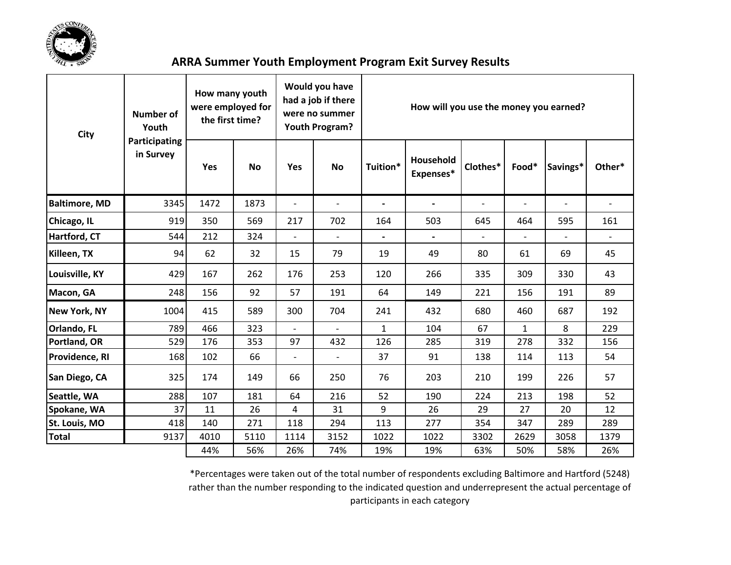# ARRA Summer Youth Employment Program Exit Survey Results

| City | Number of Youth Participating in Survey | How many youth were employed for the first time? | | Would you have had a job if there were no summer Youth Program? | | How will you use the money you earned? | | | | | |
|---|---|---|---|---|---|---|---|---|---|---|---|
| | | Yes | No | Yes | No | Tuition* | Household Expenses* | Clothes* | Food* | Savings* | Other* |
| Baltimore, MD | 3345 | 1472 | 1873 | - | - | - | - | - | - | - | - |
| Chicago, IL | 919 | 350 | 569 | 217 | 702 | 164 | 503 | 645 | 464 | 595 | 161 |
| Hartford, CT | 544 | 212 | 324 | - | - | - | - | - | - | - | - |
| Killeen, TX | 94 | 62 | 32 | 15 | 79 | 19 | 49 | 80 | 61 | 69 | 45 |
| Louisville, KY | 429 | 167 | 262 | 176 | 253 | 120 | 266 | 335 | 309 | 330 | 43 |
| Macon, GA | 248 | 156 | 92 | 57 | 191 | 64 | 149 | 221 | 156 | 191 | 89 |
| New York, NY | 1004 | 415 | 589 | 300 | 704 | 241 | 432 | 680 | 460 | 687 | 192 |
| Orlando, FL | 789 | 466 | 323 | - | - | 1 | 104 | 67 | 1 | 8 | 229 |
| Portland, OR | 529 | 176 | 353 | 97 | 432 | 126 | 285 | 319 | 278 | 332 | 156 |
| Providence, RI | 168 | 102 | 66 | - | - | 37 | 91 | 138 | 114 | 113 | 54 |
| San Diego, CA | 325 | 174 | 149 | 66 | 250 | 76 | 203 | 210 | 199 | 226 | 57 |
| Seattle, WA | 288 | 107 | 181 | 64 | 216 | 52 | 190 | 224 | 213 | 198 | 52 |
| Spokane, WA | 37 | 11 | 26 | 4 | 31 | 9 | 26 | 29 | 27 | 20 | 12 |
| St. Louis, MO | 418 | 140 | 271 | 118 | 294 | 113 | 277 | 354 | 347 | 289 | 289 |
| Total | 9137 | 4010 | 5110 | 1114 | 3152 | 1022 | 1022 | 3302 | 2629 | 3058 | 1379 |
| | | 44% | 56% | 26% | 74% | 19% | 19% | 63% | 50% | 58% | 26% |

*Percentages were taken out of the total number of respondents excluding Baltimore and Hartford (5248) rather than the number responding to the indicated question and underrepresent the actual percentage of participants in each category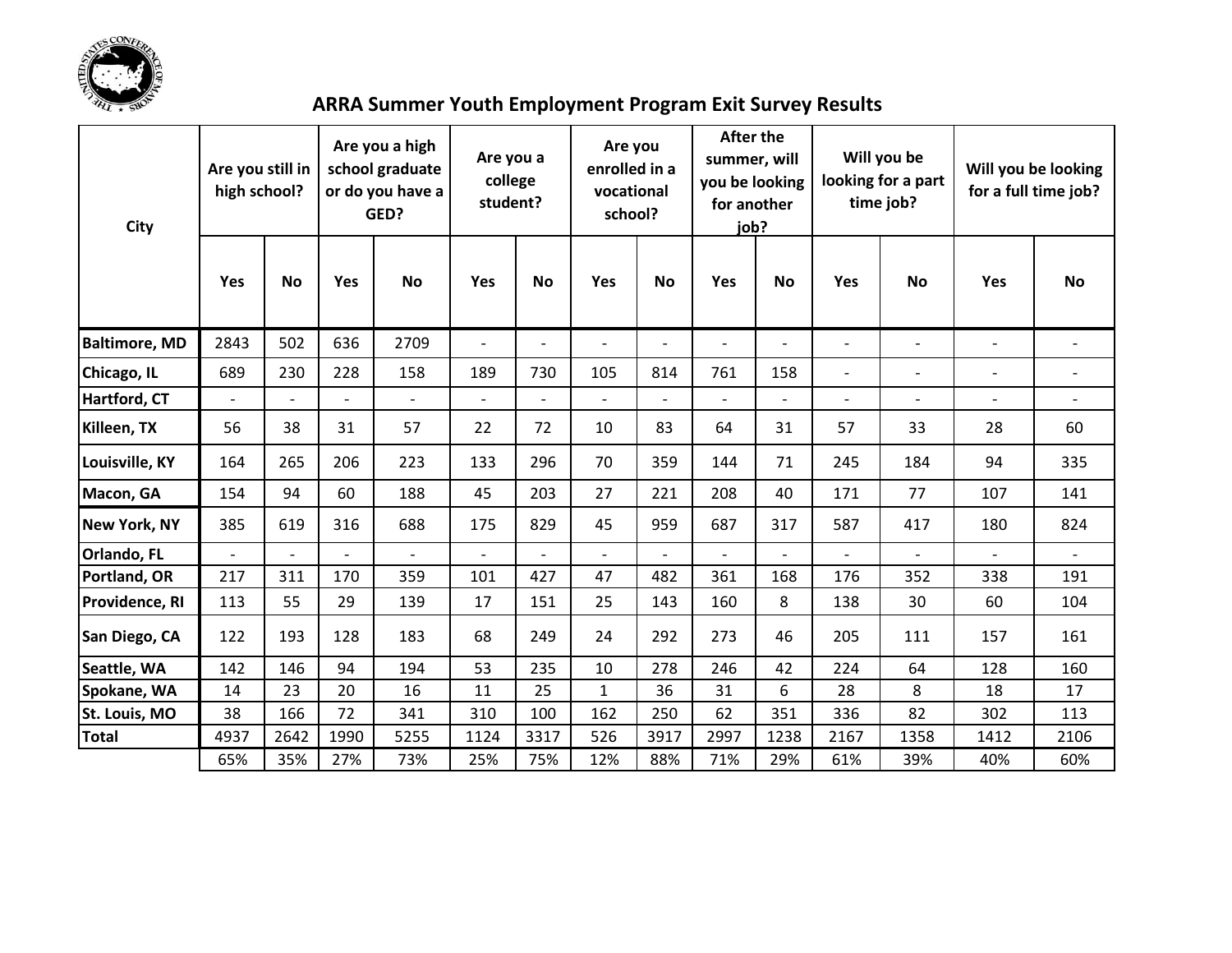# ARRA Summer Youth Employment Program Exit Survey Results

| City | Are you still in high school? | | Are you a high school graduate or do you have a GED? | | Are you a college student? | | Are you enrolled in a vocational school? | | After the summer, will you be looking for another job? | | Will you be looking for a part time job? | | Will you be looking for a full time job? | |
|---|---|---|---|---|---|---|---|---|---|---|---|---|---|---|
| | Yes | No | Yes | No | Yes | No | Yes | No | Yes | No | Yes | No | Yes | No |
| **Baltimore, MD** | 2843 | 502 | 636 | 2709 | - | - | - | - | - | - | - | - | - | - |
| **Chicago, IL** | 689 | 230 | 228 | 158 | 189 | 730 | 105 | 814 | 761 | 158 | - | - | - | - |
| **Hartford, CT** | - | - | - | - | - | - | - | - | - | - | - | - | - | - |
| **Killeen, TX** | 56 | 38 | 31 | 57 | 22 | 72 | 10 | 83 | 64 | 31 | 57 | 33 | 28 | 60 |
| **Louisville, KY** | 164 | 265 | 206 | 223 | 133 | 296 | 70 | 359 | 144 | 71 | 245 | 184 | 94 | 335 |
| **Macon, GA** | 154 | 94 | 60 | 188 | 45 | 203 | 27 | 221 | 208 | 40 | 171 | 77 | 107 | 141 |
| **New York, NY** | 385 | 619 | 316 | 688 | 175 | 829 | 45 | 959 | 687 | 317 | 587 | 417 | 180 | 824 |
| **Orlando, FL** | - | - | - | - | - | - | - | - | - | - | - | - | - | - |
| **Portland, OR** | 217 | 311 | 170 | 359 | 101 | 427 | 47 | 482 | 361 | 168 | 176 | 352 | 338 | 191 |
| **Providence, RI** | 113 | 55 | 29 | 139 | 17 | 151 | 25 | 143 | 160 | 8 | 138 | 30 | 60 | 104 |
| **San Diego, CA** | 122 | 193 | 128 | 183 | 68 | 249 | 24 | 292 | 273 | 46 | 205 | 111 | 157 | 161 |
| **Seattle, WA** | 142 | 146 | 94 | 194 | 53 | 235 | 10 | 278 | 246 | 42 | 224 | 64 | 128 | 160 |
| **Spokane, WA** | 14 | 23 | 20 | 16 | 11 | 25 | 1 | 36 | 31 | 6 | 28 | 8 | 18 | 17 |
| **St. Louis, MO** | 38 | 166 | 72 | 341 | 310 | 100 | 162 | 250 | 62 | 351 | 336 | 82 | 302 | 113 |
| **Total** | 4937 | 2642 | 1990 | 5255 | 1124 | 3317 | 526 | 3917 | 2997 | 1238 | 2167 | 1358 | 1412 | 2106 |
| | 65% | 35% | 27% | 73% | 25% | 75% | 12% | 88% | 71% | 29% | 61% | 39% | 40% | 60% |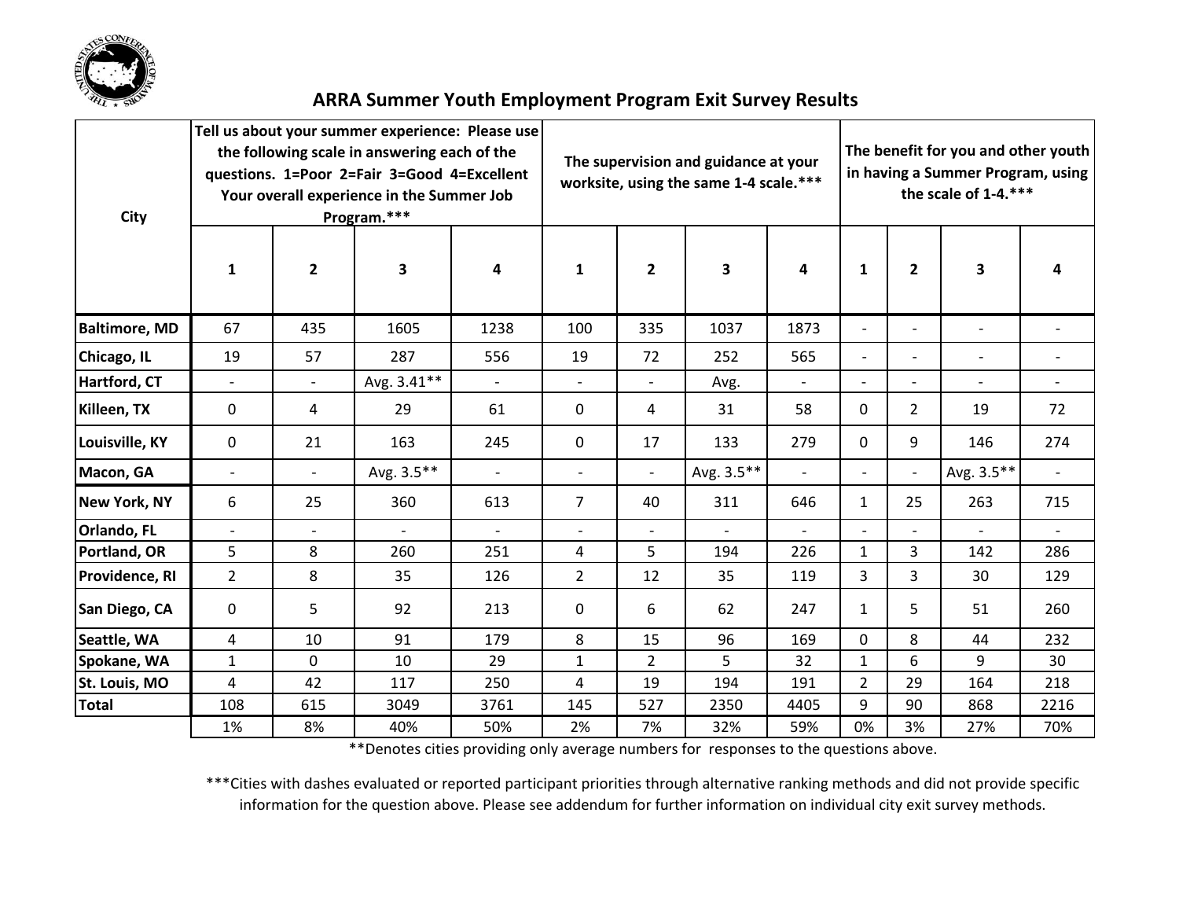# ARRA Summer Youth Employment Program Exit Survey Results

| City | Tell us about your summer experience: Please use the following scale in answering each of the questions. 1=Poor 2=Fair 3=Good 4=Excellent Your overall experience in the Summer Job Program.*** | | | | The supervision and guidance at your worksite, using the same 1-4 scale.*** | | | | The benefit for you and other youth in having a Summer Program, using the scale of 1-4.*** | | | |
|---|---|---|---|---|---|---|---|---|---|---|---|---|
| | 1 | 2 | 3 | 4 | 1 | 2 | 3 | 4 | 1 | 2 | 3 | 4 |
| **Baltimore, MD** | 67 | 435 | 1605 | 1238 | 100 | 335 | 1037 | 1873 | - | - | - | - |
| **Chicago, IL** | 19 | 57 | 287 | 556 | 19 | 72 | 252 | 565 | - | - | - | - |
| **Hartford, CT** | - | - | Avg. 3.41** | - | - | - | Avg. | - | - | - | - | - |
| **Killeen, TX** | 0 | 4 | 29 | 61 | 0 | 4 | 31 | 58 | 0 | 2 | 19 | 72 |
| **Louisville, KY** | 0 | 21 | 163 | 245 | 0 | 17 | 133 | 279 | 0 | 9 | 146 | 274 |
| **Macon, GA** | - | - | Avg. 3.5** | - | - | - | Avg. 3.5** | - | - | - | Avg. 3.5** | - |
| **New York, NY** | 6 | 25 | 360 | 613 | 7 | 40 | 311 | 646 | 1 | 25 | 263 | 715 |
| **Orlando, FL** | - | - | - | - | - | - | - | - | - | - | - | - |
| **Portland, OR** | 5 | 8 | 260 | 251 | 4 | 5 | 194 | 226 | 1 | 3 | 142 | 286 |
| **Providence, RI** | 2 | 8 | 35 | 126 | 2 | 12 | 35 | 119 | 3 | 3 | 30 | 129 |
| **San Diego, CA** | 0 | 5 | 92 | 213 | 0 | 6 | 62 | 247 | 1 | 5 | 51 | 260 |
| **Seattle, WA** | 4 | 10 | 91 | 179 | 8 | 15 | 96 | 169 | 0 | 8 | 44 | 232 |
| **Spokane, WA** | 1 | 0 | 10 | 29 | 1 | 2 | 5 | 32 | 1 | 6 | 9 | 30 |
| **St. Louis, MO** | 4 | 42 | 117 | 250 | 4 | 19 | 194 | 191 | 2 | 29 | 164 | 218 |
| **Total** | 108 | 615 | 3049 | 3761 | 145 | 527 | 2350 | 4405 | 9 | 90 | 868 | 2216 |
| | 1% | 8% | 40% | 50% | 2% | 7% | 32% | 59% | 0% | 3% | 27% | 70% |

**Denotes cities providing only average numbers for responses to the questions above.

***Cities with dashes evaluated or reported participant priorities through alternative ranking methods and did not provide specific information for the question above. Please see addendum for further information on individual city exit survey methods.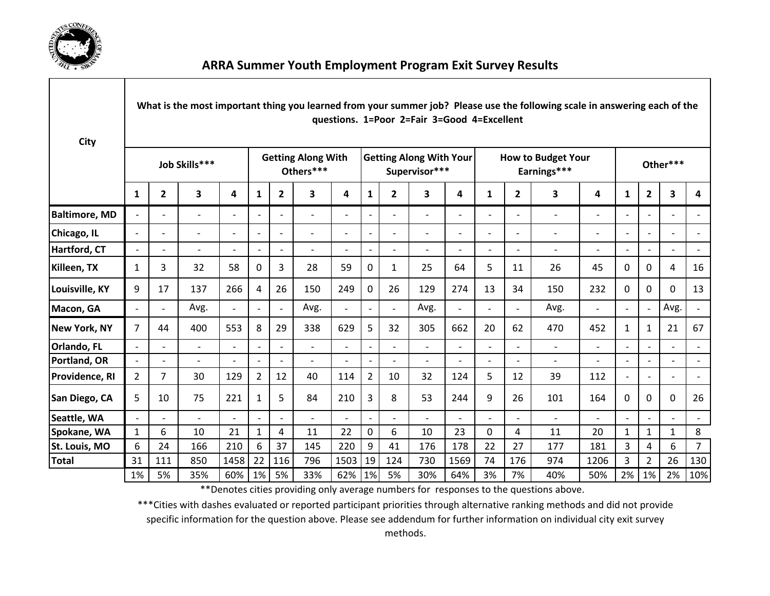# ARRA Summer Youth Employment Program Exit Survey Results

| City | What is the most important thing you learned from your summer job? Please use the following scale in answering each of the questions. 1=Poor 2=Fair 3=Good 4=Excellent | | | | | | | | | | | | | | | | | | | |
|---|---|---|---|---|---|---|---|---|---|---|---|---|---|---|---|---|---|---|---|---|
| | Job Skills*** | | | | Getting Along With Others*** | | | | Getting Along With Your Supervisor*** | | | | How to Budget Your Earnings*** | | | | Other*** | | | |
| | 1 | 2 | 3 | 4 | 1 | 2 | 3 | 4 | 1 | 2 | 3 | 4 | 1 | 2 | 3 | 4 | 1 | 2 | 3 | 4 |
| Baltimore, MD | - | - | - | - | - | - | - | - | - | - | - | - | - | - | - | - | - | - | - | - |
| Chicago, IL | - | - | - | - | - | - | - | - | - | - | - | - | - | - | - | - | - | - | - | - |
| Hartford, CT | - | - | - | - | - | - | - | - | - | - | - | - | - | - | - | - | - | - | - | - |
| Killeen, TX | 1 | 3 | 32 | 58 | 0 | 3 | 28 | 59 | 0 | 1 | 25 | 64 | 5 | 11 | 26 | 45 | 0 | 0 | 4 | 16 |
| Louisville, KY | 9 | 17 | 137 | 266 | 4 | 26 | 150 | 249 | 0 | 26 | 129 | 274 | 13 | 34 | 150 | 232 | 0 | 0 | 0 | 13 |
| Macon, GA | - | - | Avg. | - | - | - | Avg. | - | - | - | Avg. | - | - | - | Avg. | - | - | - | Avg. | - |
| New York, NY | 7 | 44 | 400 | 553 | 8 | 29 | 338 | 629 | 5 | 32 | 305 | 662 | 20 | 62 | 470 | 452 | 1 | 1 | 21 | 67 |
| Orlando, FL | - | - | - | - | - | - | - | - | - | - | - | - | - | - | - | - | - | - | - | - |
| Portland, OR | - | - | - | - | - | - | - | - | - | - | - | - | - | - | - | - | - | - | - | - |
| Providence, RI | 2 | 7 | 30 | 129 | 2 | 12 | 40 | 114 | 2 | 10 | 32 | 124 | 5 | 12 | 39 | 112 | - | - | - | - |
| San Diego, CA | 5 | 10 | 75 | 221 | 1 | 5 | 84 | 210 | 3 | 8 | 53 | 244 | 9 | 26 | 101 | 164 | 0 | 0 | 0 | 26 |
| Seattle, WA | - | - | - | - | - | - | - | - | - | - | - | - | - | - | - | - | - | - | - | - |
| Spokane, WA | 1 | 6 | 10 | 21 | 1 | 4 | 11 | 22 | 0 | 6 | 10 | 23 | 0 | 4 | 11 | 20 | 1 | 1 | 1 | 8 |
| St. Louis, MO | 6 | 24 | 166 | 210 | 6 | 37 | 145 | 220 | 9 | 41 | 176 | 178 | 22 | 27 | 177 | 181 | 3 | 4 | 6 | 7 |
| Total | 31 | 111 | 850 | 1458 | 22 | 116 | 796 | 1503 | 19 | 124 | 730 | 1569 | 74 | 176 | 974 | 1206 | 3 | 2 | 26 | 130 |
| | 1% | 5% | 35% | 60% | 1% | 5% | 33% | 62% | 1% | 5% | 30% | 64% | 3% | 7% | 40% | 50% | 2% | 1% | 2% | 10% |

**Denotes cities providing only average numbers for responses to the questions above.

***Cities with dashes evaluated or reported participant priorities through alternative ranking methods and did not provide specific information for the question above. Please see addendum for further information on individual city exit survey methods.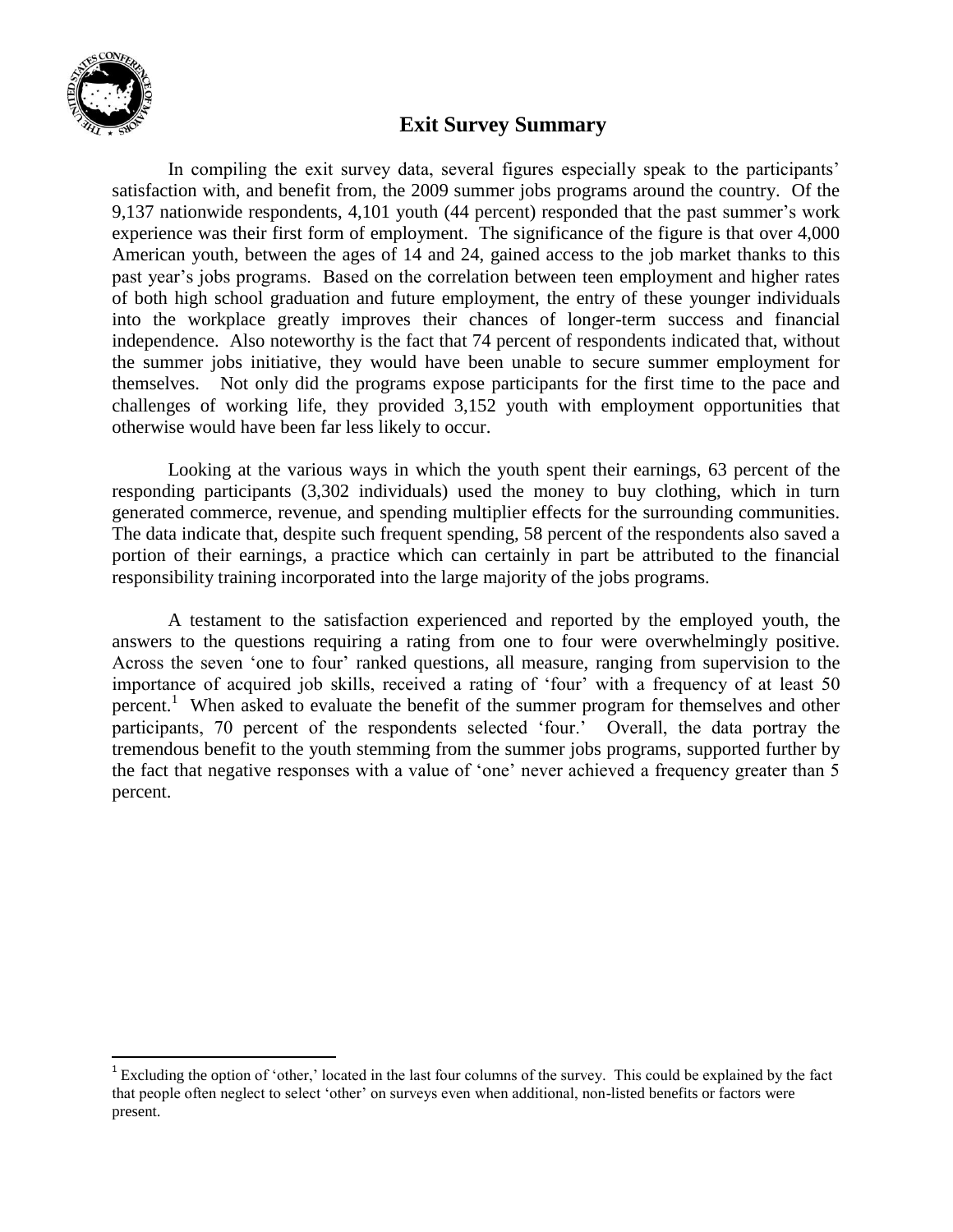## Exit Survey Summary

In compiling the exit survey data, several figures especially speak to the participants' satisfaction with, and benefit from, the 2009 summer jobs programs around the country. Of the 9,137 nationwide respondents, 4,101 youth (44 percent) responded that the past summer's work experience was their first form of employment. The significance of the figure is that over 4,000 American youth, between the ages of 14 and 24, gained access to the job market thanks to this past year's jobs programs. Based on the correlation between teen employment and higher rates of both high school graduation and future employment, the entry of these younger individuals into the workplace greatly improves their chances of longer-term success and financial independence. Also noteworthy is the fact that 74 percent of respondents indicated that, without the summer jobs initiative, they would have been unable to secure summer employment for themselves. Not only did the programs expose participants for the first time to the pace and challenges of working life, they provided 3,152 youth with employment opportunities that otherwise would have been far less likely to occur.

Looking at the various ways in which the youth spent their earnings, 63 percent of the responding participants (3,302 individuals) used the money to buy clothing, which in turn generated commerce, revenue, and spending multiplier effects for the surrounding communities. The data indicate that, despite such frequent spending, 58 percent of the respondents also saved a portion of their earnings, a practice which can certainly in part be attributed to the financial responsibility training incorporated into the large majority of the jobs programs.

A testament to the satisfaction experienced and reported by the employed youth, the answers to the questions requiring a rating from one to four were overwhelmingly positive. Across the seven 'one to four' ranked questions, all measure, ranging from supervision to the importance of acquired job skills, received a rating of 'four' with a frequency of at least 50 percent.[1] When asked to evaluate the benefit of the summer program for themselves and other participants, 70 percent of the respondents selected 'four.' Overall, the data portray the tremendous benefit to the youth stemming from the summer jobs programs, supported further by the fact that negative responses with a value of 'one' never achieved a frequency greater than 5 percent.

---

[1] Excluding the option of 'other,' located in the last four columns of the survey. This could be explained by the fact that people often neglect to select 'other' on surveys even when additional, non-listed benefits or factors were present.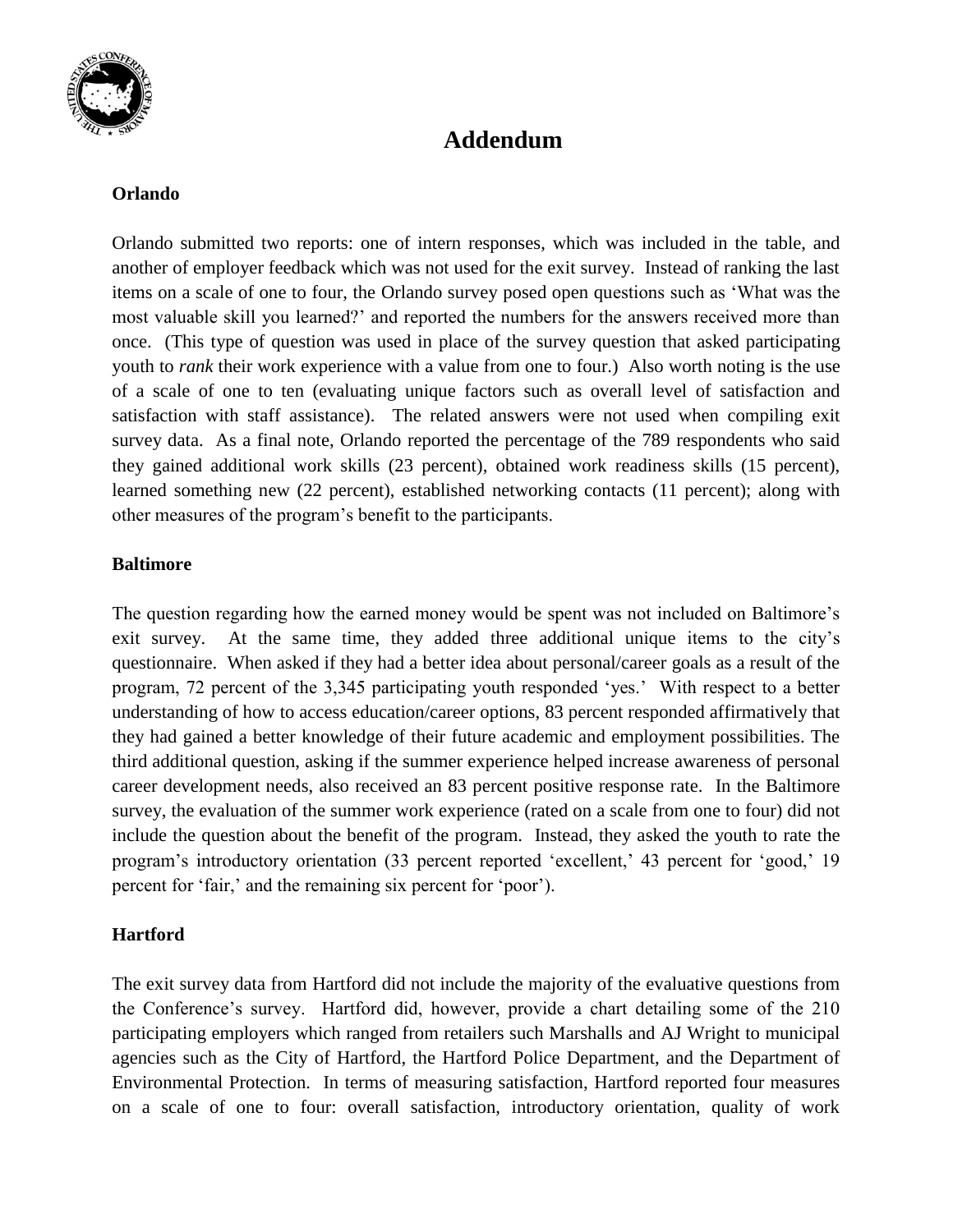# Addendum

## Orlando

Orlando submitted two reports: one of intern responses, which was included in the table, and another of employer feedback which was not used for the exit survey. Instead of ranking the last items on a scale of one to four, the Orlando survey posed open questions such as 'What was the most valuable skill you learned?' and reported the numbers for the answers received more than once. (This type of question was used in place of the survey question that asked participating youth to *rank* their work experience with a value from one to four.) Also worth noting is the use of a scale of one to ten (evaluating unique factors such as overall level of satisfaction and satisfaction with staff assistance). The related answers were not used when compiling exit survey data. As a final note, Orlando reported the percentage of the 789 respondents who said they gained additional work skills (23 percent), obtained work readiness skills (15 percent), learned something new (22 percent), established networking contacts (11 percent); along with other measures of the program's benefit to the participants.

## Baltimore

The question regarding how the earned money would be spent was not included on Baltimore's exit survey. At the same time, they added three additional unique items to the city's questionnaire. When asked if they had a better idea about personal/career goals as a result of the program, 72 percent of the 3,345 participating youth responded 'yes.' With respect to a better understanding of how to access education/career options, 83 percent responded affirmatively that they had gained a better knowledge of their future academic and employment possibilities. The third additional question, asking if the summer experience helped increase awareness of personal career development needs, also received an 83 percent positive response rate. In the Baltimore survey, the evaluation of the summer work experience (rated on a scale from one to four) did not include the question about the benefit of the program. Instead, they asked the youth to rate the program's introductory orientation (33 percent reported 'excellent,' 43 percent for 'good,' 19 percent for 'fair,' and the remaining six percent for 'poor').

## Hartford

The exit survey data from Hartford did not include the majority of the evaluative questions from the Conference's survey. Hartford did, however, provide a chart detailing some of the 210 participating employers which ranged from retailers such Marshalls and AJ Wright to municipal agencies such as the City of Hartford, the Hartford Police Department, and the Department of Environmental Protection. In terms of measuring satisfaction, Hartford reported four measures on a scale of one to four: overall satisfaction, introductory orientation, quality of work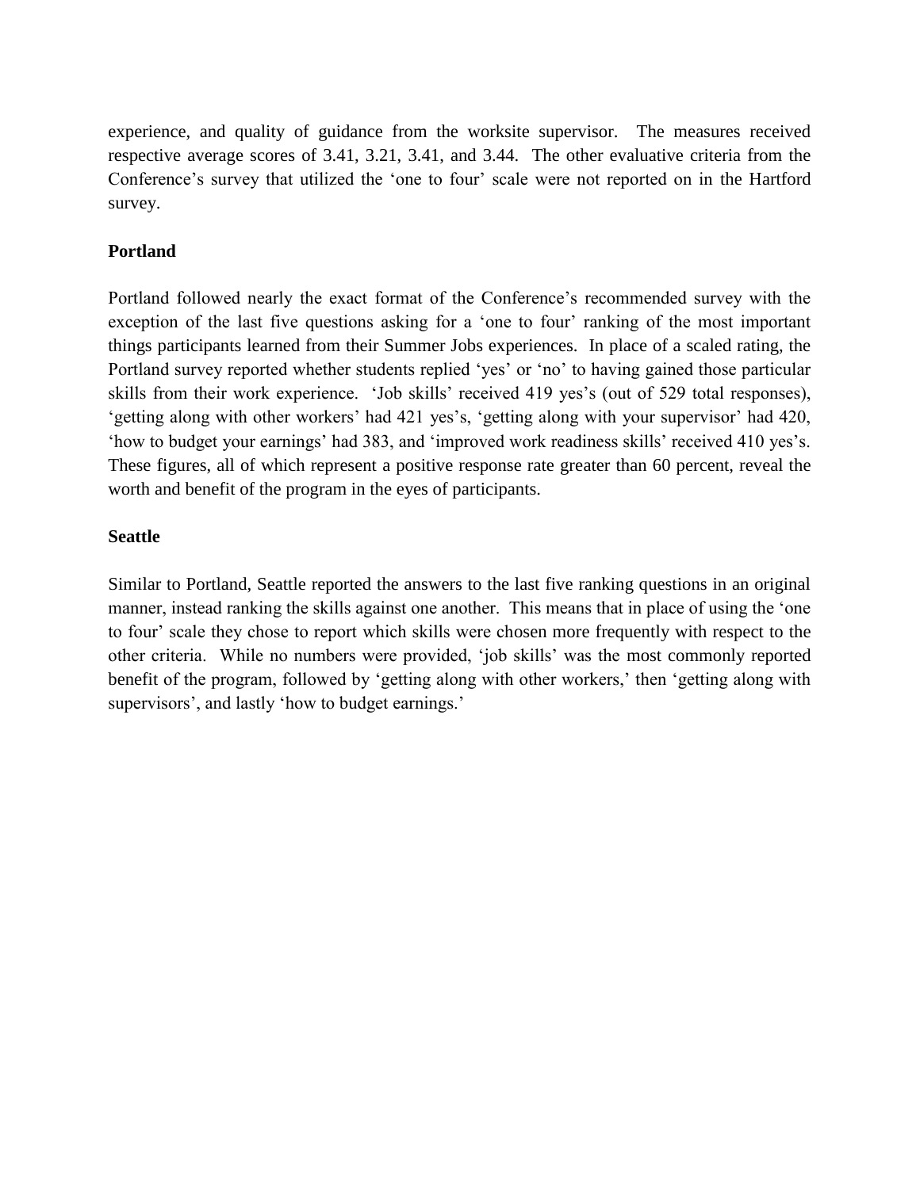experience, and quality of guidance from the worksite supervisor. The measures received respective average scores of 3.41, 3.21, 3.41, and 3.44. The other evaluative criteria from the Conference's survey that utilized the 'one to four' scale were not reported on in the Hartford survey.

**Portland**

Portland followed nearly the exact format of the Conference's recommended survey with the exception of the last five questions asking for a 'one to four' ranking of the most important things participants learned from their Summer Jobs experiences. In place of a scaled rating, the Portland survey reported whether students replied 'yes' or 'no' to having gained those particular skills from their work experience. 'Job skills' received 419 yes's (out of 529 total responses), 'getting along with other workers' had 421 yes's, 'getting along with your supervisor' had 420, 'how to budget your earnings' had 383, and 'improved work readiness skills' received 410 yes's. These figures, all of which represent a positive response rate greater than 60 percent, reveal the worth and benefit of the program in the eyes of participants.

**Seattle**

Similar to Portland, Seattle reported the answers to the last five ranking questions in an original manner, instead ranking the skills against one another. This means that in place of using the 'one to four' scale they chose to report which skills were chosen more frequently with respect to the other criteria. While no numbers were provided, 'job skills' was the most commonly reported benefit of the program, followed by 'getting along with other workers,' then 'getting along with supervisors', and lastly 'how to budget earnings.'